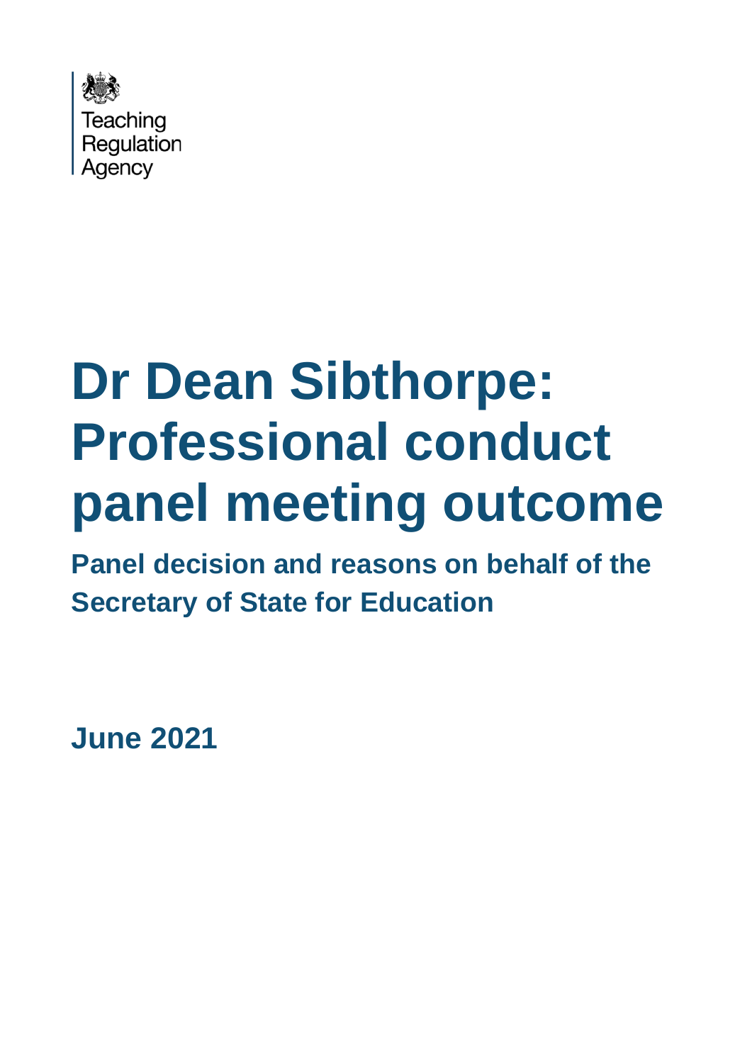Teaching Regulation Agency

# Dr Dean Sibthorpe: Professional conduct panel meeting outcome

## Panel decision and reasons on behalf of the Secretary of State for Education

**June 2021**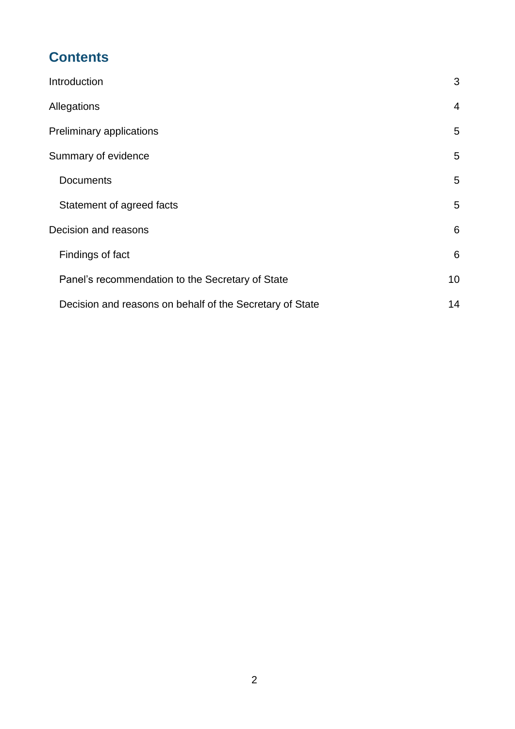# Contents

| | |
|---|---|
| Introduction | 3 |
| Allegations | 4 |
| Preliminary applications | 5 |
| Summary of evidence | 5 |
| Documents | 5 |
| Statement of agreed facts | 5 |
| Decision and reasons | 6 |
| Findings of fact | 6 |
| Panel's recommendation to the Secretary of State | 10 |
| Decision and reasons on behalf of the Secretary of State | 14 |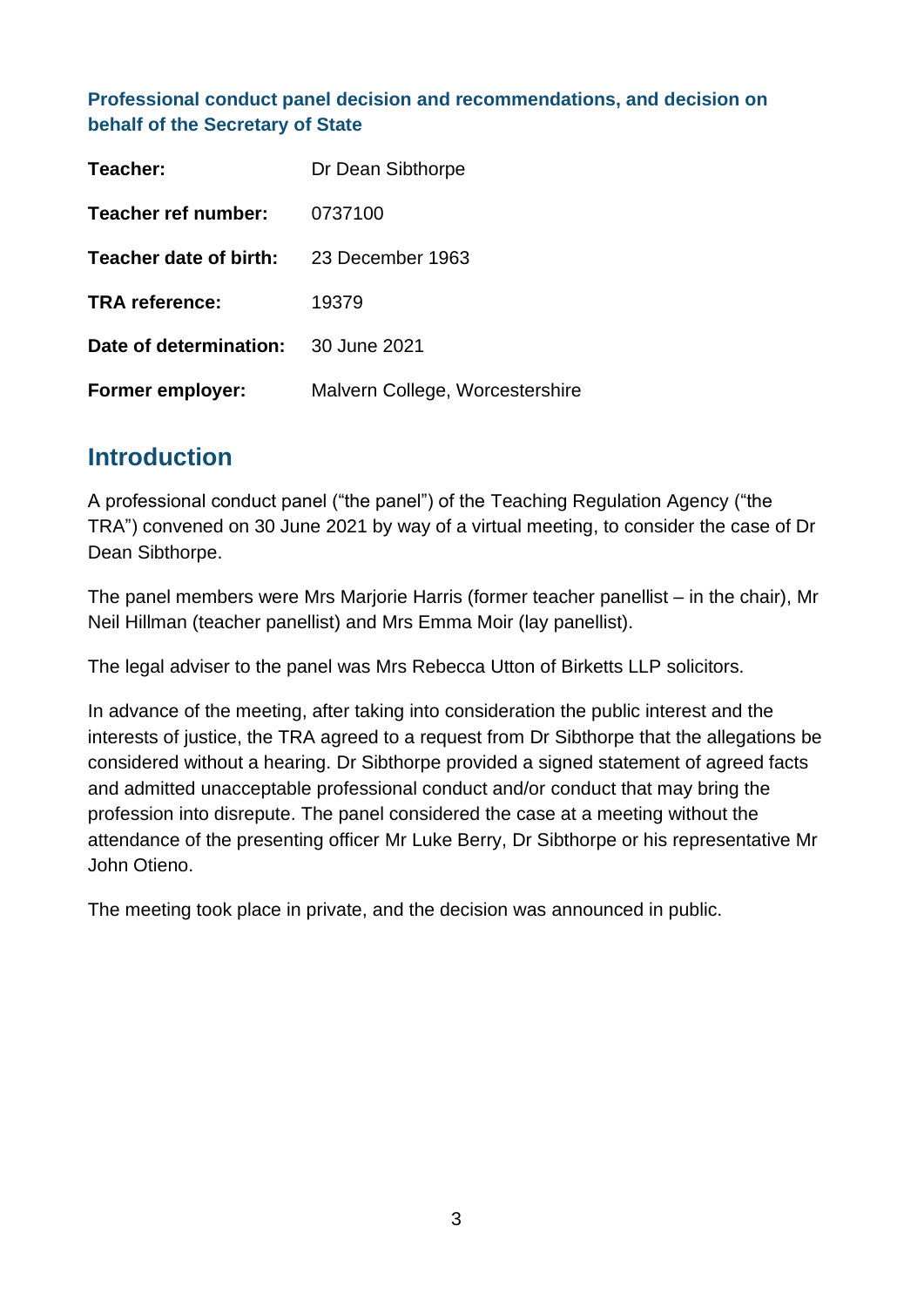**Professional conduct panel decision and recommendations, and decision on behalf of the Secretary of State**

| | |
|---|---|
| **Teacher:** | Dr Dean Sibthorpe |
| **Teacher ref number:** | 0737100 |
| **Teacher date of birth:** | 23 December 1963 |
| **TRA reference:** | 19379 |
| **Date of determination:** | 30 June 2021 |
| **Former employer:** | Malvern College, Worcestershire |

## Introduction

A professional conduct panel ("the panel") of the Teaching Regulation Agency ("the TRA") convened on 30 June 2021 by way of a virtual meeting, to consider the case of Dr Dean Sibthorpe.

The panel members were Mrs Marjorie Harris (former teacher panellist – in the chair), Mr Neil Hillman (teacher panellist) and Mrs Emma Moir (lay panellist).

The legal adviser to the panel was Mrs Rebecca Utton of Birketts LLP solicitors.

In advance of the meeting, after taking into consideration the public interest and the interests of justice, the TRA agreed to a request from Dr Sibthorpe that the allegations be considered without a hearing. Dr Sibthorpe provided a signed statement of agreed facts and admitted unacceptable professional conduct and/or conduct that may bring the profession into disrepute. The panel considered the case at a meeting without the attendance of the presenting officer Mr Luke Berry, Dr Sibthorpe or his representative Mr John Otieno.

The meeting took place in private, and the decision was announced in public.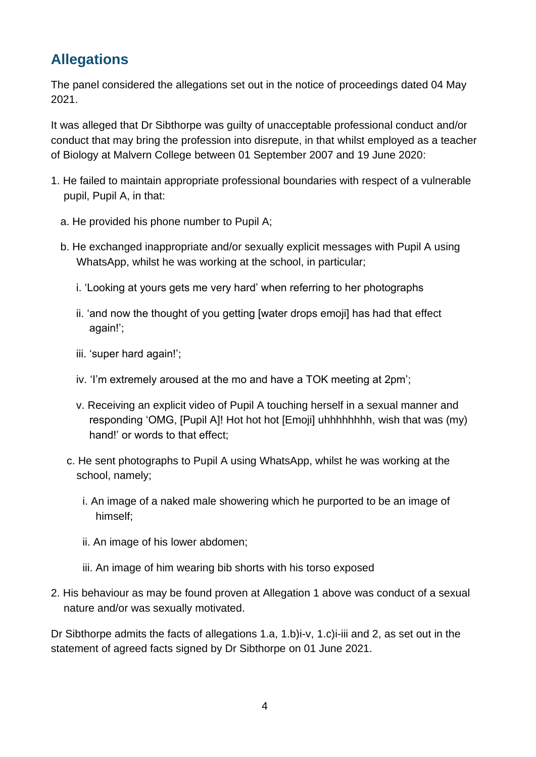## Allegations

The panel considered the allegations set out in the notice of proceedings dated 04 May 2021.

It was alleged that Dr Sibthorpe was guilty of unacceptable professional conduct and/or conduct that may bring the profession into disrepute, in that whilst employed as a teacher of Biology at Malvern College between 01 September 2007 and 19 June 2020:

1. He failed to maintain appropriate professional boundaries with respect of a vulnerable pupil, Pupil A, in that:

   a. He provided his phone number to Pupil A;

   b. He exchanged inappropriate and/or sexually explicit messages with Pupil A using WhatsApp, whilst he was working at the school, in particular;

      i. 'Looking at yours gets me very hard' when referring to her photographs

      ii. 'and now the thought of you getting [water drops emoji] has had that effect again!';

      iii. 'super hard again!';

      iv. 'I'm extremely aroused at the mo and have a TOK meeting at 2pm';

      v. Receiving an explicit video of Pupil A touching herself in a sexual manner and responding 'OMG, [Pupil A]! Hot hot hot [Emoji] uhhhhhhhh, wish that was (my) hand!' or words to that effect;

   c. He sent photographs to Pupil A using WhatsApp, whilst he was working at the school, namely;

      i. An image of a naked male showering which he purported to be an image of himself;

      ii. An image of his lower abdomen;

      iii. An image of him wearing bib shorts with his torso exposed

2. His behaviour as may be found proven at Allegation 1 above was conduct of a sexual nature and/or was sexually motivated.

Dr Sibthorpe admits the facts of allegations 1.a, 1.b)i-v, 1.c)i-iii and 2, as set out in the statement of agreed facts signed by Dr Sibthorpe on 01 June 2021.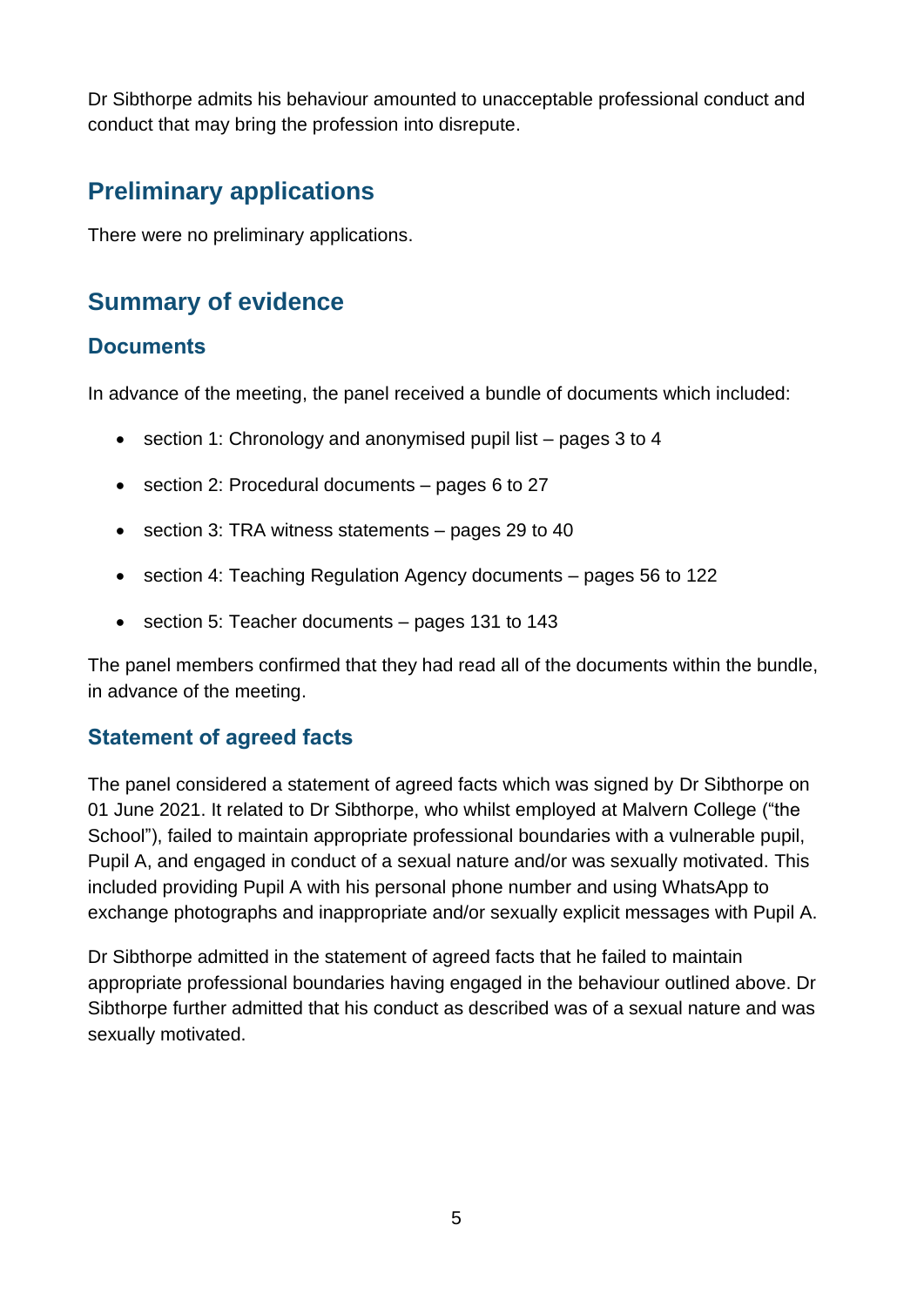Dr Sibthorpe admits his behaviour amounted to unacceptable professional conduct and conduct that may bring the profession into disrepute.

## Preliminary applications

There were no preliminary applications.

## Summary of evidence

### Documents

In advance of the meeting, the panel received a bundle of documents which included:

- section 1: Chronology and anonymised pupil list – pages 3 to 4
- section 2: Procedural documents – pages 6 to 27
- section 3: TRA witness statements – pages 29 to 40
- section 4: Teaching Regulation Agency documents – pages 56 to 122
- section 5: Teacher documents – pages 131 to 143

The panel members confirmed that they had read all of the documents within the bundle, in advance of the meeting.

### Statement of agreed facts

The panel considered a statement of agreed facts which was signed by Dr Sibthorpe on 01 June 2021. It related to Dr Sibthorpe, who whilst employed at Malvern College ("the School"), failed to maintain appropriate professional boundaries with a vulnerable pupil, Pupil A, and engaged in conduct of a sexual nature and/or was sexually motivated. This included providing Pupil A with his personal phone number and using WhatsApp to exchange photographs and inappropriate and/or sexually explicit messages with Pupil A.

Dr Sibthorpe admitted in the statement of agreed facts that he failed to maintain appropriate professional boundaries having engaged in the behaviour outlined above. Dr Sibthorpe further admitted that his conduct as described was of a sexual nature and was sexually motivated.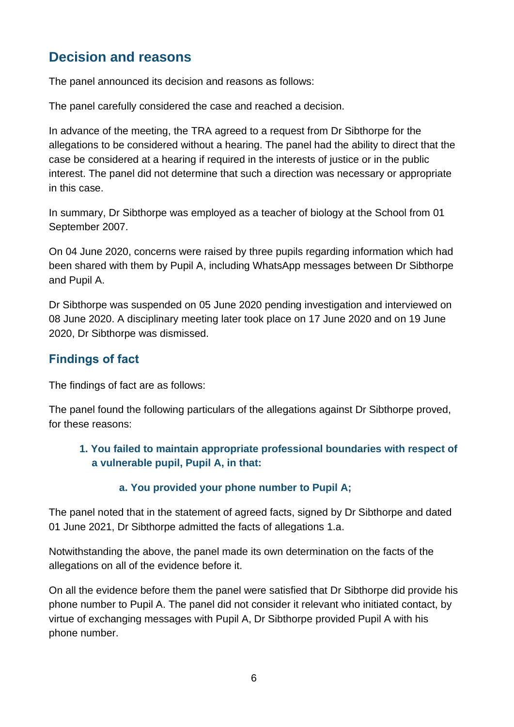## Decision and reasons

The panel announced its decision and reasons as follows:

The panel carefully considered the case and reached a decision.

In advance of the meeting, the TRA agreed to a request from Dr Sibthorpe for the allegations to be considered without a hearing. The panel had the ability to direct that the case be considered at a hearing if required in the interests of justice or in the public interest. The panel did not determine that such a direction was necessary or appropriate in this case.

In summary, Dr Sibthorpe was employed as a teacher of biology at the School from 01 September 2007.

On 04 June 2020, concerns were raised by three pupils regarding information which had been shared with them by Pupil A, including WhatsApp messages between Dr Sibthorpe and Pupil A.

Dr Sibthorpe was suspended on 05 June 2020 pending investigation and interviewed on 08 June 2020. A disciplinary meeting later took place on 17 June 2020 and on 19 June 2020, Dr Sibthorpe was dismissed.

## Findings of fact

The findings of fact are as follows:

The panel found the following particulars of the allegations against Dr Sibthorpe proved, for these reasons:

**1. You failed to maintain appropriate professional boundaries with respect of a vulnerable pupil, Pupil A, in that:**

**a. You provided your phone number to Pupil A;**

The panel noted that in the statement of agreed facts, signed by Dr Sibthorpe and dated 01 June 2021, Dr Sibthorpe admitted the facts of allegations 1.a.

Notwithstanding the above, the panel made its own determination on the facts of the allegations on all of the evidence before it.

On all the evidence before them the panel were satisfied that Dr Sibthorpe did provide his phone number to Pupil A. The panel did not consider it relevant who initiated contact, by virtue of exchanging messages with Pupil A, Dr Sibthorpe provided Pupil A with his phone number.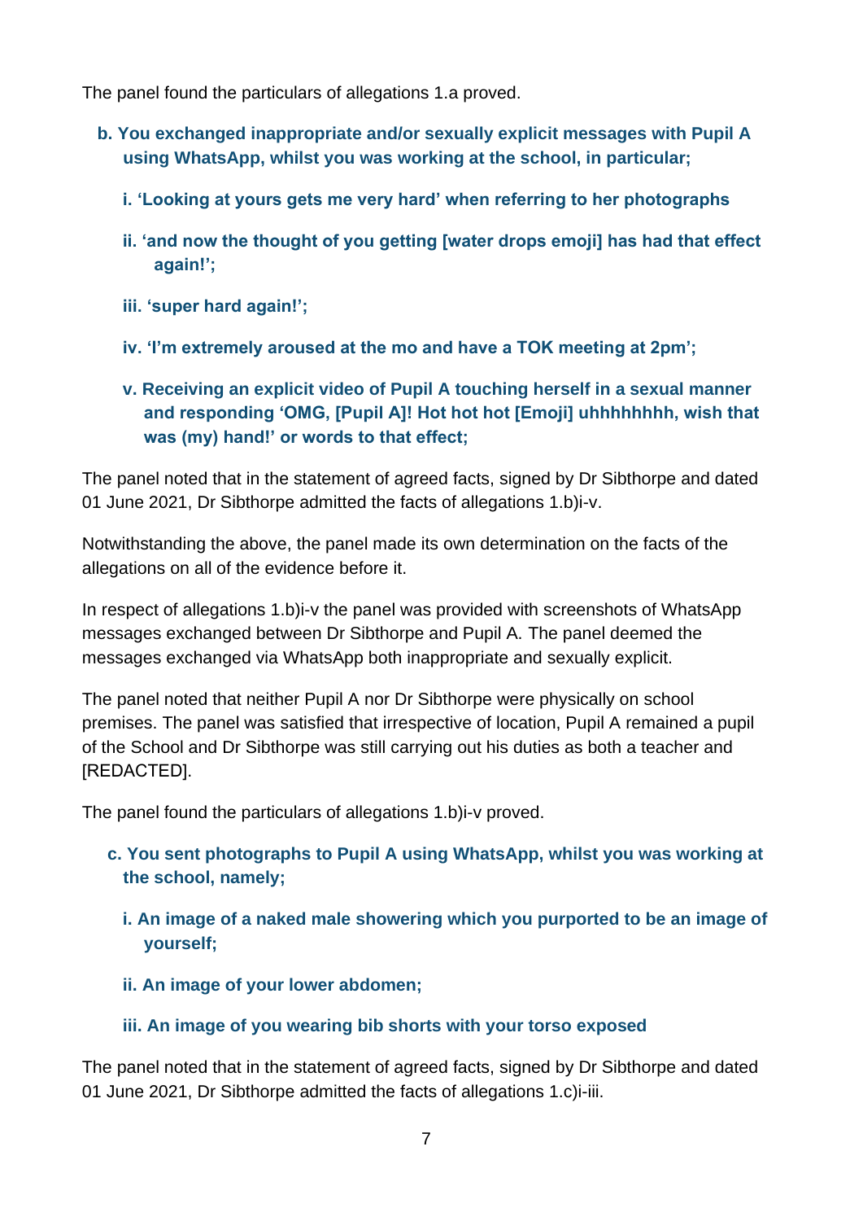The panel found the particulars of allegations 1.a proved.

**b. You exchanged inappropriate and/or sexually explicit messages with Pupil A using WhatsApp, whilst you was working at the school, in particular;**

**i. 'Looking at yours gets me very hard' when referring to her photographs**

**ii. 'and now the thought of you getting [water drops emoji] has had that effect again!';**

**iii. 'super hard again!';**

**iv. 'I'm extremely aroused at the mo and have a TOK meeting at 2pm';**

**v. Receiving an explicit video of Pupil A touching herself in a sexual manner and responding 'OMG, [Pupil A]! Hot hot hot [Emoji] uhhhhhhhh, wish that was (my) hand!' or words to that effect;**

The panel noted that in the statement of agreed facts, signed by Dr Sibthorpe and dated 01 June 2021, Dr Sibthorpe admitted the facts of allegations 1.b)i-v.

Notwithstanding the above, the panel made its own determination on the facts of the allegations on all of the evidence before it.

In respect of allegations 1.b)i-v the panel was provided with screenshots of WhatsApp messages exchanged between Dr Sibthorpe and Pupil A. The panel deemed the messages exchanged via WhatsApp both inappropriate and sexually explicit.

The panel noted that neither Pupil A nor Dr Sibthorpe were physically on school premises. The panel was satisfied that irrespective of location, Pupil A remained a pupil of the School and Dr Sibthorpe was still carrying out his duties as both a teacher and [REDACTED].

The panel found the particulars of allegations 1.b)i-v proved.

**c. You sent photographs to Pupil A using WhatsApp, whilst you was working at the school, namely;**

**i. An image of a naked male showering which you purported to be an image of yourself;**

**ii. An image of your lower abdomen;**

**iii. An image of you wearing bib shorts with your torso exposed**

The panel noted that in the statement of agreed facts, signed by Dr Sibthorpe and dated 01 June 2021, Dr Sibthorpe admitted the facts of allegations 1.c)i-iii.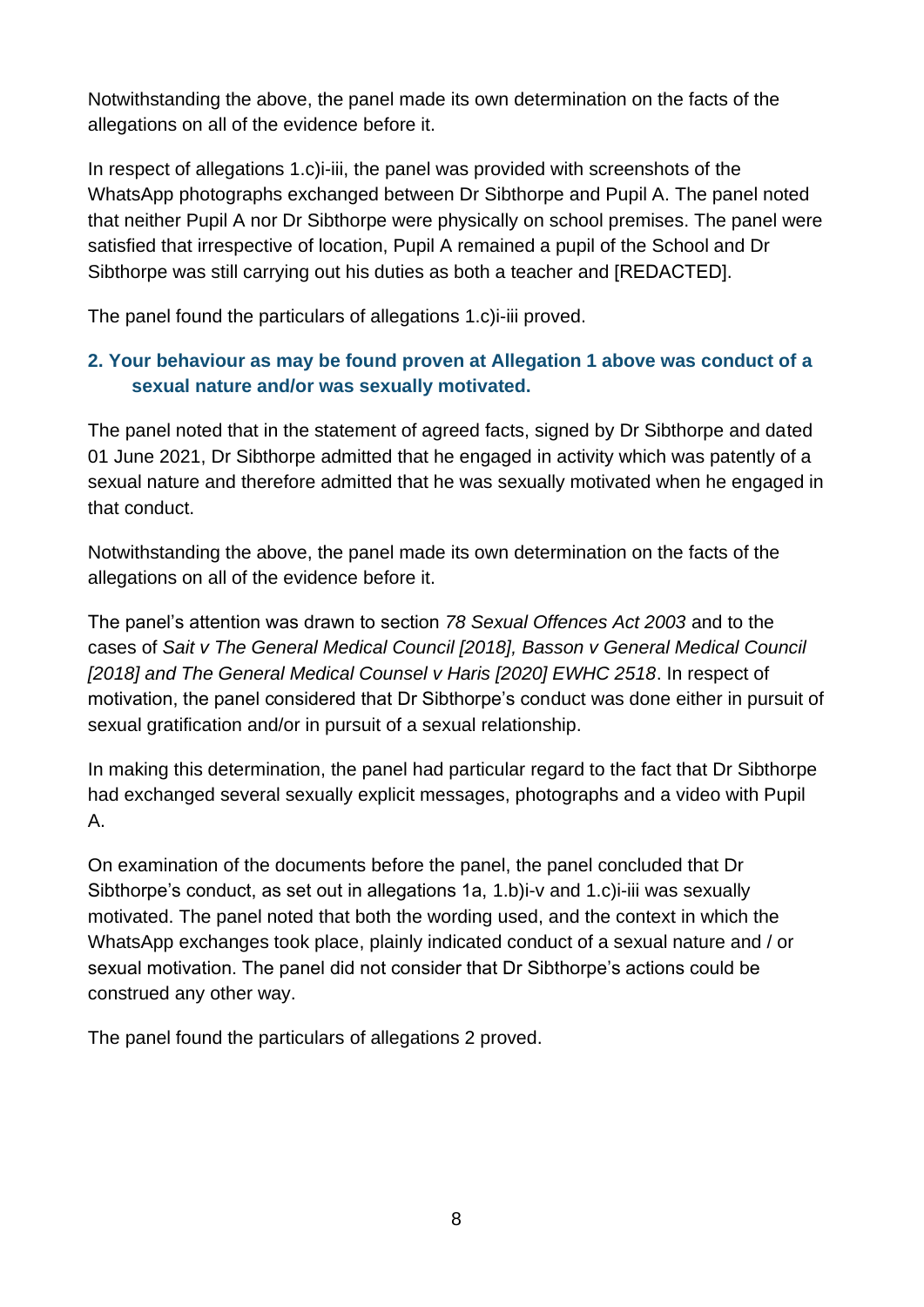Notwithstanding the above, the panel made its own determination on the facts of the allegations on all of the evidence before it.

In respect of allegations 1.c)i-iii, the panel was provided with screenshots of the WhatsApp photographs exchanged between Dr Sibthorpe and Pupil A. The panel noted that neither Pupil A nor Dr Sibthorpe were physically on school premises. The panel were satisfied that irrespective of location, Pupil A remained a pupil of the School and Dr Sibthorpe was still carrying out his duties as both a teacher and [REDACTED].

The panel found the particulars of allegations 1.c)i-iii proved.

**2. Your behaviour as may be found proven at Allegation 1 above was conduct of a sexual nature and/or was sexually motivated.**

The panel noted that in the statement of agreed facts, signed by Dr Sibthorpe and dated 01 June 2021, Dr Sibthorpe admitted that he engaged in activity which was patently of a sexual nature and therefore admitted that he was sexually motivated when he engaged in that conduct.

Notwithstanding the above, the panel made its own determination on the facts of the allegations on all of the evidence before it.

The panel's attention was drawn to section *78 Sexual Offences Act 2003* and to the cases of *Sait v The General Medical Council [2018], Basson v General Medical Council [2018] and The General Medical Counsel v Haris [2020] EWHC 2518*. In respect of motivation, the panel considered that Dr Sibthorpe's conduct was done either in pursuit of sexual gratification and/or in pursuit of a sexual relationship.

In making this determination, the panel had particular regard to the fact that Dr Sibthorpe had exchanged several sexually explicit messages, photographs and a video with Pupil A.

On examination of the documents before the panel, the panel concluded that Dr Sibthorpe's conduct, as set out in allegations 1a, 1.b)i-v and 1.c)i-iii was sexually motivated. The panel noted that both the wording used, and the context in which the WhatsApp exchanges took place, plainly indicated conduct of a sexual nature and / or sexual motivation. The panel did not consider that Dr Sibthorpe's actions could be construed any other way.

The panel found the particulars of allegations 2 proved.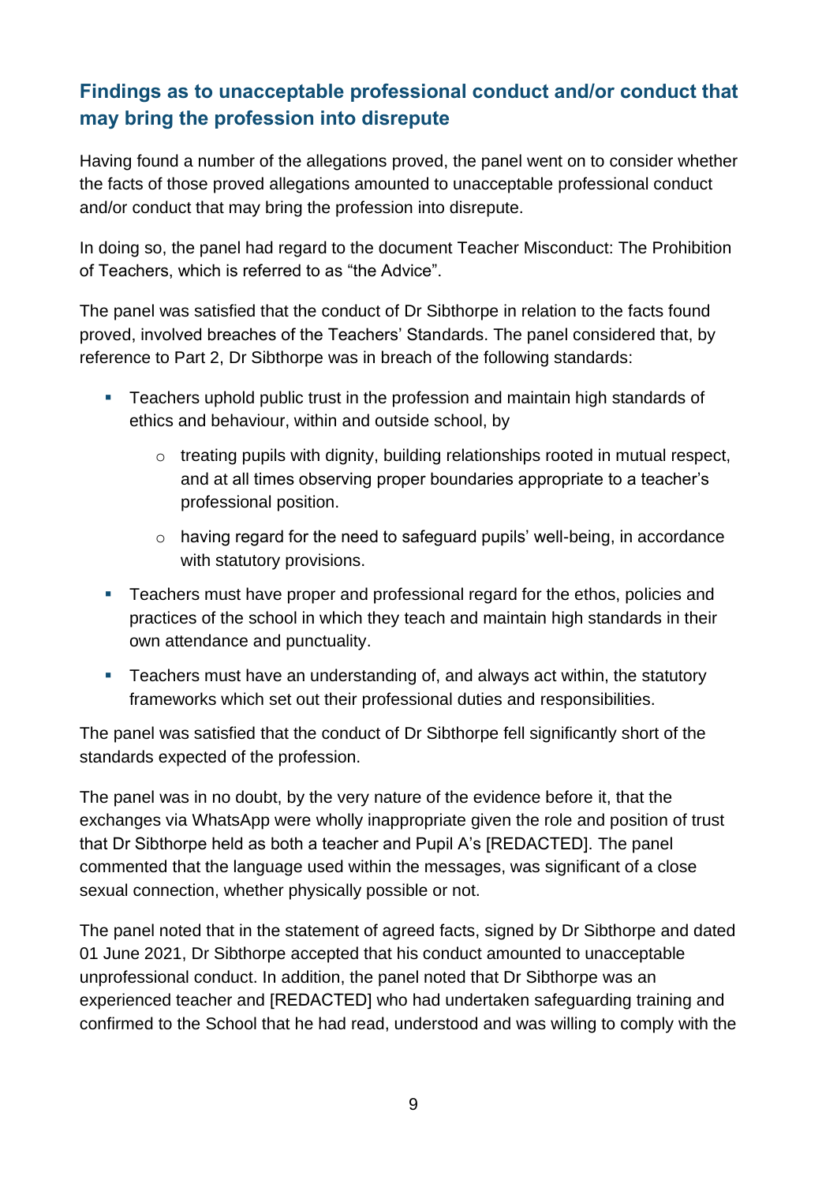## Findings as to unacceptable professional conduct and/or conduct that may bring the profession into disrepute

Having found a number of the allegations proved, the panel went on to consider whether the facts of those proved allegations amounted to unacceptable professional conduct and/or conduct that may bring the profession into disrepute.

In doing so, the panel had regard to the document Teacher Misconduct: The Prohibition of Teachers, which is referred to as "the Advice".

The panel was satisfied that the conduct of Dr Sibthorpe in relation to the facts found proved, involved breaches of the Teachers' Standards. The panel considered that, by reference to Part 2, Dr Sibthorpe was in breach of the following standards:

- Teachers uphold public trust in the profession and maintain high standards of ethics and behaviour, within and outside school, by
  - treating pupils with dignity, building relationships rooted in mutual respect, and at all times observing proper boundaries appropriate to a teacher's professional position.
  - having regard for the need to safeguard pupils' well-being, in accordance with statutory provisions.
- Teachers must have proper and professional regard for the ethos, policies and practices of the school in which they teach and maintain high standards in their own attendance and punctuality.
- Teachers must have an understanding of, and always act within, the statutory frameworks which set out their professional duties and responsibilities.

The panel was satisfied that the conduct of Dr Sibthorpe fell significantly short of the standards expected of the profession.

The panel was in no doubt, by the very nature of the evidence before it, that the exchanges via WhatsApp were wholly inappropriate given the role and position of trust that Dr Sibthorpe held as both a teacher and Pupil A's [REDACTED]. The panel commented that the language used within the messages, was significant of a close sexual connection, whether physically possible or not.

The panel noted that in the statement of agreed facts, signed by Dr Sibthorpe and dated 01 June 2021, Dr Sibthorpe accepted that his conduct amounted to unacceptable unprofessional conduct. In addition, the panel noted that Dr Sibthorpe was an experienced teacher and [REDACTED] who had undertaken safeguarding training and confirmed to the School that he had read, understood and was willing to comply with the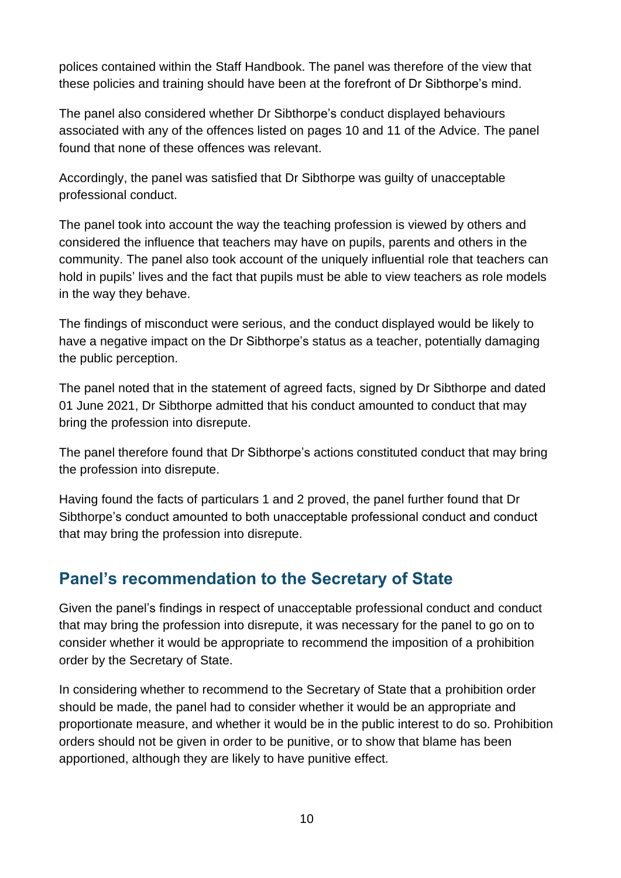polices contained within the Staff Handbook. The panel was therefore of the view that these policies and training should have been at the forefront of Dr Sibthorpe's mind.

The panel also considered whether Dr Sibthorpe's conduct displayed behaviours associated with any of the offences listed on pages 10 and 11 of the Advice. The panel found that none of these offences was relevant.

Accordingly, the panel was satisfied that Dr Sibthorpe was guilty of unacceptable professional conduct.

The panel took into account the way the teaching profession is viewed by others and considered the influence that teachers may have on pupils, parents and others in the community. The panel also took account of the uniquely influential role that teachers can hold in pupils' lives and the fact that pupils must be able to view teachers as role models in the way they behave.

The findings of misconduct were serious, and the conduct displayed would be likely to have a negative impact on the Dr Sibthorpe's status as a teacher, potentially damaging the public perception.

The panel noted that in the statement of agreed facts, signed by Dr Sibthorpe and dated 01 June 2021, Dr Sibthorpe admitted that his conduct amounted to conduct that may bring the profession into disrepute.

The panel therefore found that Dr Sibthorpe's actions constituted conduct that may bring the profession into disrepute.

Having found the facts of particulars 1 and 2 proved, the panel further found that Dr Sibthorpe's conduct amounted to both unacceptable professional conduct and conduct that may bring the profession into disrepute.

## Panel's recommendation to the Secretary of State

Given the panel's findings in respect of unacceptable professional conduct and conduct that may bring the profession into disrepute, it was necessary for the panel to go on to consider whether it would be appropriate to recommend the imposition of a prohibition order by the Secretary of State.

In considering whether to recommend to the Secretary of State that a prohibition order should be made, the panel had to consider whether it would be an appropriate and proportionate measure, and whether it would be in the public interest to do so. Prohibition orders should not be given in order to be punitive, or to show that blame has been apportioned, although they are likely to have punitive effect.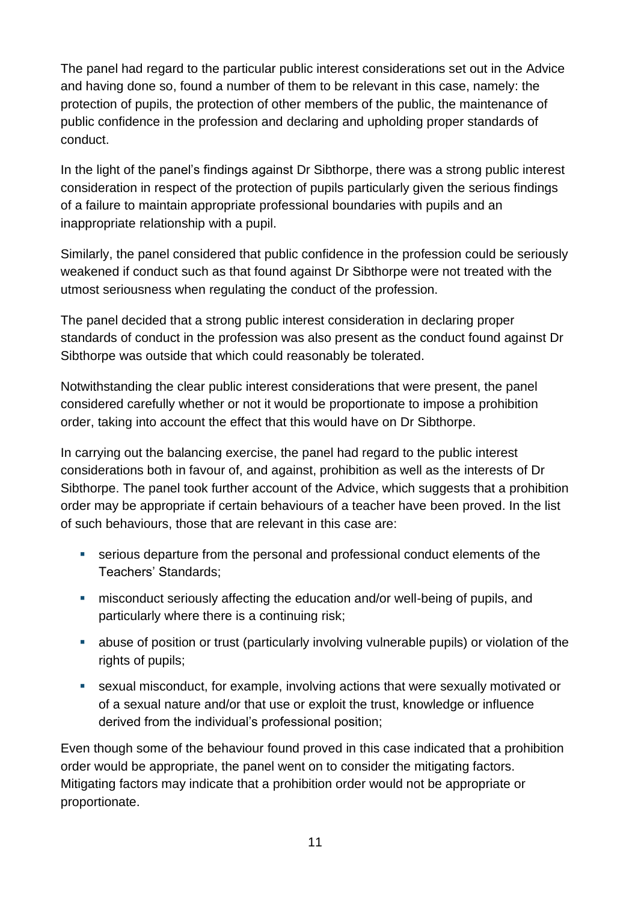The panel had regard to the particular public interest considerations set out in the Advice and having done so, found a number of them to be relevant in this case, namely: the protection of pupils, the protection of other members of the public, the maintenance of public confidence in the profession and declaring and upholding proper standards of conduct.

In the light of the panel's findings against Dr Sibthorpe, there was a strong public interest consideration in respect of the protection of pupils particularly given the serious findings of a failure to maintain appropriate professional boundaries with pupils and an inappropriate relationship with a pupil.

Similarly, the panel considered that public confidence in the profession could be seriously weakened if conduct such as that found against Dr Sibthorpe were not treated with the utmost seriousness when regulating the conduct of the profession.

The panel decided that a strong public interest consideration in declaring proper standards of conduct in the profession was also present as the conduct found against Dr Sibthorpe was outside that which could reasonably be tolerated.

Notwithstanding the clear public interest considerations that were present, the panel considered carefully whether or not it would be proportionate to impose a prohibition order, taking into account the effect that this would have on Dr Sibthorpe.

In carrying out the balancing exercise, the panel had regard to the public interest considerations both in favour of, and against, prohibition as well as the interests of Dr Sibthorpe. The panel took further account of the Advice, which suggests that a prohibition order may be appropriate if certain behaviours of a teacher have been proved. In the list of such behaviours, those that are relevant in this case are:

- serious departure from the personal and professional conduct elements of the Teachers' Standards;
- misconduct seriously affecting the education and/or well-being of pupils, and particularly where there is a continuing risk;
- abuse of position or trust (particularly involving vulnerable pupils) or violation of the rights of pupils;
- sexual misconduct, for example, involving actions that were sexually motivated or of a sexual nature and/or that use or exploit the trust, knowledge or influence derived from the individual's professional position;

Even though some of the behaviour found proved in this case indicated that a prohibition order would be appropriate, the panel went on to consider the mitigating factors. Mitigating factors may indicate that a prohibition order would not be appropriate or proportionate.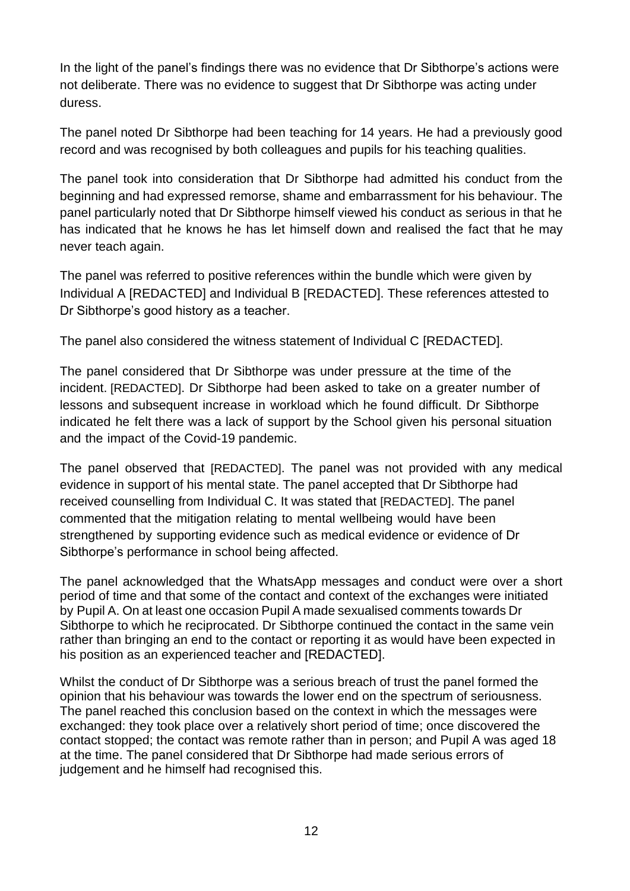In the light of the panel's findings there was no evidence that Dr Sibthorpe's actions were not deliberate. There was no evidence to suggest that Dr Sibthorpe was acting under duress.

The panel noted Dr Sibthorpe had been teaching for 14 years. He had a previously good record and was recognised by both colleagues and pupils for his teaching qualities.

The panel took into consideration that Dr Sibthorpe had admitted his conduct from the beginning and had expressed remorse, shame and embarrassment for his behaviour. The panel particularly noted that Dr Sibthorpe himself viewed his conduct as serious in that he has indicated that he knows he has let himself down and realised the fact that he may never teach again.

The panel was referred to positive references within the bundle which were given by Individual A [REDACTED] and Individual B [REDACTED]. These references attested to Dr Sibthorpe's good history as a teacher.

The panel also considered the witness statement of Individual C [REDACTED].

The panel considered that Dr Sibthorpe was under pressure at the time of the incident. [REDACTED]. Dr Sibthorpe had been asked to take on a greater number of lessons and subsequent increase in workload which he found difficult. Dr Sibthorpe indicated he felt there was a lack of support by the School given his personal situation and the impact of the Covid-19 pandemic.

The panel observed that [REDACTED]. The panel was not provided with any medical evidence in support of his mental state. The panel accepted that Dr Sibthorpe had received counselling from Individual C. It was stated that [REDACTED]. The panel commented that the mitigation relating to mental wellbeing would have been strengthened by supporting evidence such as medical evidence or evidence of Dr Sibthorpe's performance in school being affected.

The panel acknowledged that the WhatsApp messages and conduct were over a short period of time and that some of the contact and context of the exchanges were initiated by Pupil A. On at least one occasion Pupil A made sexualised comments towards Dr Sibthorpe to which he reciprocated. Dr Sibthorpe continued the contact in the same vein rather than bringing an end to the contact or reporting it as would have been expected in his position as an experienced teacher and [REDACTED].

Whilst the conduct of Dr Sibthorpe was a serious breach of trust the panel formed the opinion that his behaviour was towards the lower end on the spectrum of seriousness. The panel reached this conclusion based on the context in which the messages were exchanged: they took place over a relatively short period of time; once discovered the contact stopped; the contact was remote rather than in person; and Pupil A was aged 18 at the time. The panel considered that Dr Sibthorpe had made serious errors of judgement and he himself had recognised this.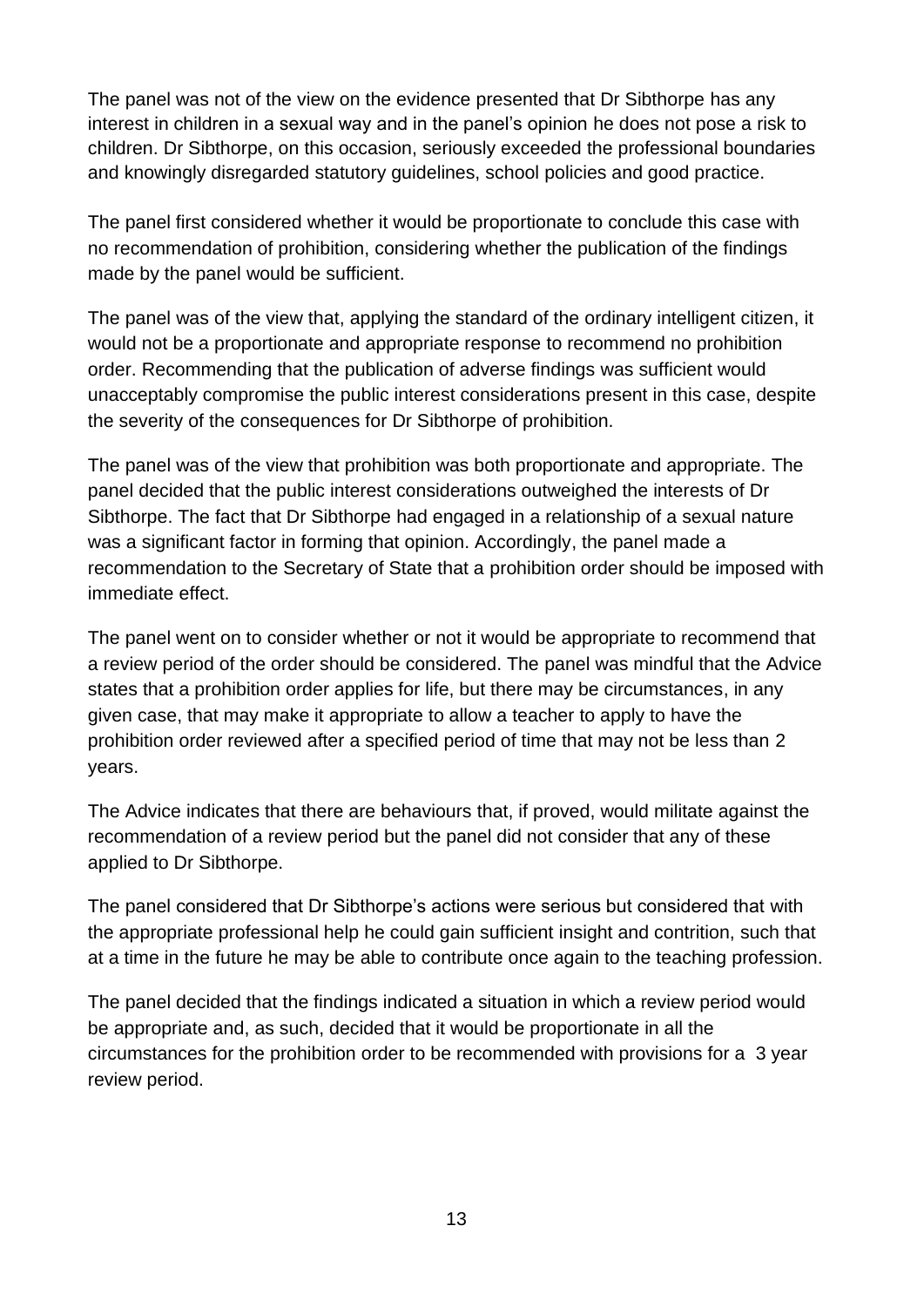The panel was not of the view on the evidence presented that Dr Sibthorpe has any interest in children in a sexual way and in the panel's opinion he does not pose a risk to children. Dr Sibthorpe, on this occasion, seriously exceeded the professional boundaries and knowingly disregarded statutory guidelines, school policies and good practice.

The panel first considered whether it would be proportionate to conclude this case with no recommendation of prohibition, considering whether the publication of the findings made by the panel would be sufficient.

The panel was of the view that, applying the standard of the ordinary intelligent citizen, it would not be a proportionate and appropriate response to recommend no prohibition order. Recommending that the publication of adverse findings was sufficient would unacceptably compromise the public interest considerations present in this case, despite the severity of the consequences for Dr Sibthorpe of prohibition.

The panel was of the view that prohibition was both proportionate and appropriate. The panel decided that the public interest considerations outweighed the interests of Dr Sibthorpe. The fact that Dr Sibthorpe had engaged in a relationship of a sexual nature was a significant factor in forming that opinion. Accordingly, the panel made a recommendation to the Secretary of State that a prohibition order should be imposed with immediate effect.

The panel went on to consider whether or not it would be appropriate to recommend that a review period of the order should be considered. The panel was mindful that the Advice states that a prohibition order applies for life, but there may be circumstances, in any given case, that may make it appropriate to allow a teacher to apply to have the prohibition order reviewed after a specified period of time that may not be less than 2 years.

The Advice indicates that there are behaviours that, if proved, would militate against the recommendation of a review period but the panel did not consider that any of these applied to Dr Sibthorpe.

The panel considered that Dr Sibthorpe's actions were serious but considered that with the appropriate professional help he could gain sufficient insight and contrition, such that at a time in the future he may be able to contribute once again to the teaching profession.

The panel decided that the findings indicated a situation in which a review period would be appropriate and, as such, decided that it would be proportionate in all the circumstances for the prohibition order to be recommended with provisions for a 3 year review period.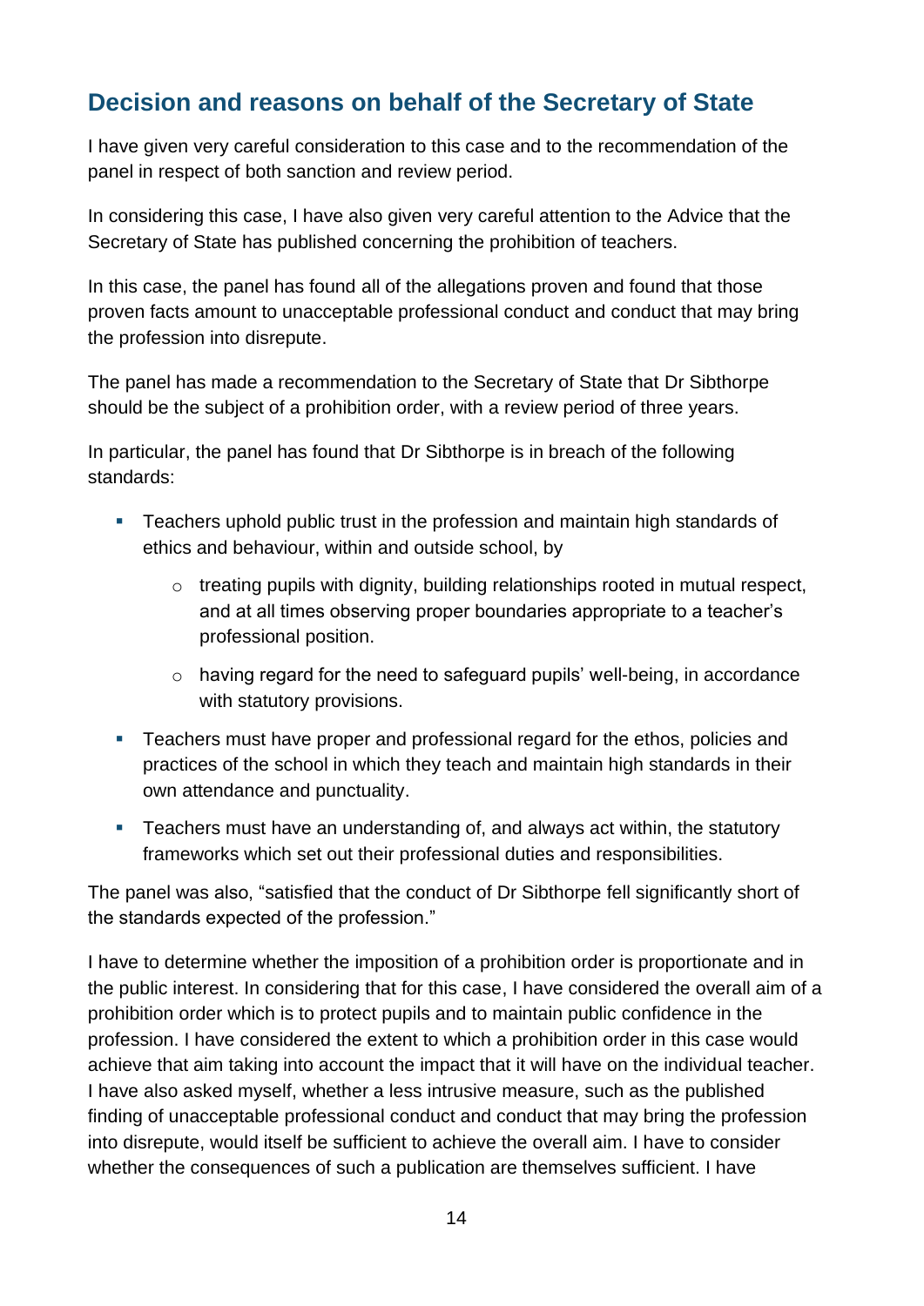## Decision and reasons on behalf of the Secretary of State

I have given very careful consideration to this case and to the recommendation of the panel in respect of both sanction and review period.

In considering this case, I have also given very careful attention to the Advice that the Secretary of State has published concerning the prohibition of teachers.

In this case, the panel has found all of the allegations proven and found that those proven facts amount to unacceptable professional conduct and conduct that may bring the profession into disrepute.

The panel has made a recommendation to the Secretary of State that Dr Sibthorpe should be the subject of a prohibition order, with a review period of three years.

In particular, the panel has found that Dr Sibthorpe is in breach of the following standards:

- Teachers uphold public trust in the profession and maintain high standards of ethics and behaviour, within and outside school, by
  - treating pupils with dignity, building relationships rooted in mutual respect, and at all times observing proper boundaries appropriate to a teacher's professional position.
  - having regard for the need to safeguard pupils' well-being, in accordance with statutory provisions.
- Teachers must have proper and professional regard for the ethos, policies and practices of the school in which they teach and maintain high standards in their own attendance and punctuality.
- Teachers must have an understanding of, and always act within, the statutory frameworks which set out their professional duties and responsibilities.

The panel was also, "satisfied that the conduct of Dr Sibthorpe fell significantly short of the standards expected of the profession."

I have to determine whether the imposition of a prohibition order is proportionate and in the public interest. In considering that for this case, I have considered the overall aim of a prohibition order which is to protect pupils and to maintain public confidence in the profession. I have considered the extent to which a prohibition order in this case would achieve that aim taking into account the impact that it will have on the individual teacher. I have also asked myself, whether a less intrusive measure, such as the published finding of unacceptable professional conduct and conduct that may bring the profession into disrepute, would itself be sufficient to achieve the overall aim. I have to consider whether the consequences of such a publication are themselves sufficient. I have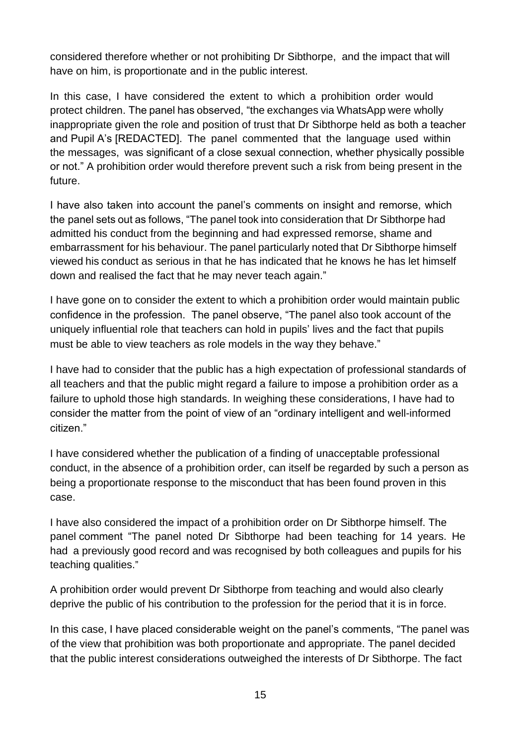considered therefore whether or not prohibiting Dr Sibthorpe, and the impact that will have on him, is proportionate and in the public interest.

In this case, I have considered the extent to which a prohibition order would protect children. The panel has observed, "the exchanges via WhatsApp were wholly inappropriate given the role and position of trust that Dr Sibthorpe held as both a teacher and Pupil A's [REDACTED]. The panel commented that the language used within the messages, was significant of a close sexual connection, whether physically possible or not." A prohibition order would therefore prevent such a risk from being present in the future.

I have also taken into account the panel's comments on insight and remorse, which the panel sets out as follows, "The panel took into consideration that Dr Sibthorpe had admitted his conduct from the beginning and had expressed remorse, shame and embarrassment for his behaviour. The panel particularly noted that Dr Sibthorpe himself viewed his conduct as serious in that he has indicated that he knows he has let himself down and realised the fact that he may never teach again."

I have gone on to consider the extent to which a prohibition order would maintain public confidence in the profession. The panel observe, "The panel also took account of the uniquely influential role that teachers can hold in pupils' lives and the fact that pupils must be able to view teachers as role models in the way they behave."

I have had to consider that the public has a high expectation of professional standards of all teachers and that the public might regard a failure to impose a prohibition order as a failure to uphold those high standards. In weighing these considerations, I have had to consider the matter from the point of view of an "ordinary intelligent and well-informed citizen."

I have considered whether the publication of a finding of unacceptable professional conduct, in the absence of a prohibition order, can itself be regarded by such a person as being a proportionate response to the misconduct that has been found proven in this case.

I have also considered the impact of a prohibition order on Dr Sibthorpe himself. The panel comment "The panel noted Dr Sibthorpe had been teaching for 14 years. He had a previously good record and was recognised by both colleagues and pupils for his teaching qualities."

A prohibition order would prevent Dr Sibthorpe from teaching and would also clearly deprive the public of his contribution to the profession for the period that it is in force.

In this case, I have placed considerable weight on the panel's comments, "The panel was of the view that prohibition was both proportionate and appropriate. The panel decided that the public interest considerations outweighed the interests of Dr Sibthorpe. The fact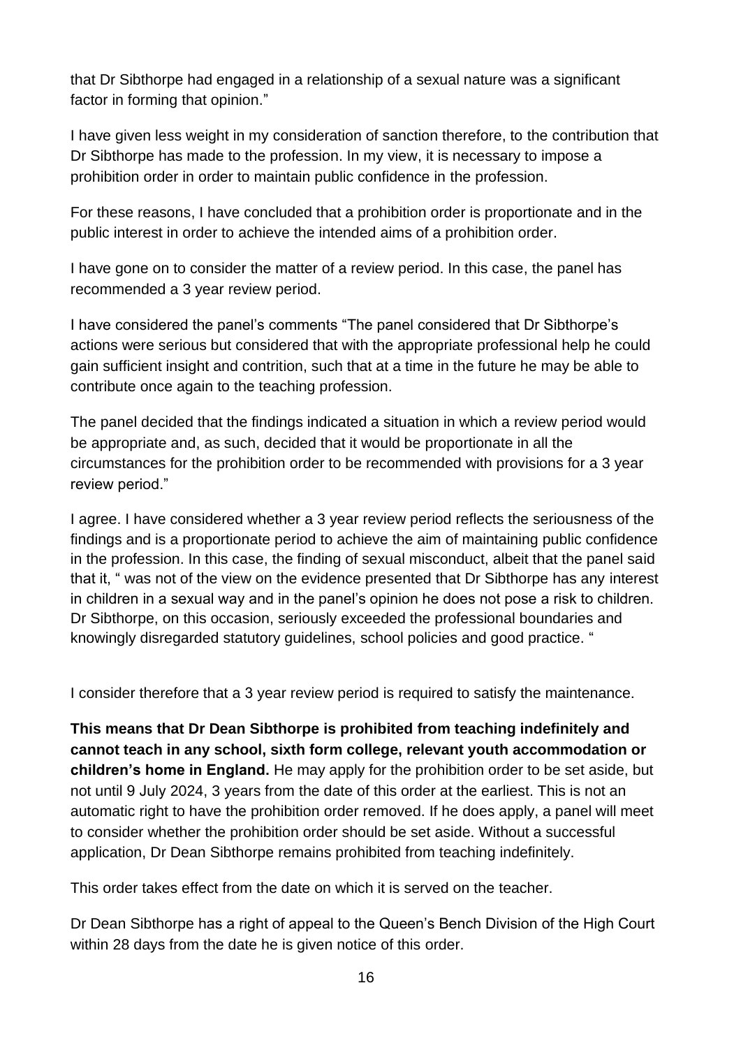that Dr Sibthorpe had engaged in a relationship of a sexual nature was a significant factor in forming that opinion."

I have given less weight in my consideration of sanction therefore, to the contribution that Dr Sibthorpe has made to the profession. In my view, it is necessary to impose a prohibition order in order to maintain public confidence in the profession.

For these reasons, I have concluded that a prohibition order is proportionate and in the public interest in order to achieve the intended aims of a prohibition order.

I have gone on to consider the matter of a review period. In this case, the panel has recommended a 3 year review period.

I have considered the panel's comments "The panel considered that Dr Sibthorpe's actions were serious but considered that with the appropriate professional help he could gain sufficient insight and contrition, such that at a time in the future he may be able to contribute once again to the teaching profession.

The panel decided that the findings indicated a situation in which a review period would be appropriate and, as such, decided that it would be proportionate in all the circumstances for the prohibition order to be recommended with provisions for a 3 year review period."

I agree. I have considered whether a 3 year review period reflects the seriousness of the findings and is a proportionate period to achieve the aim of maintaining public confidence in the profession. In this case, the finding of sexual misconduct, albeit that the panel said that it, " was not of the view on the evidence presented that Dr Sibthorpe has any interest in children in a sexual way and in the panel's opinion he does not pose a risk to children. Dr Sibthorpe, on this occasion, seriously exceeded the professional boundaries and knowingly disregarded statutory guidelines, school policies and good practice. "

I consider therefore that a 3 year review period is required to satisfy the maintenance.

**This means that Dr Dean Sibthorpe is prohibited from teaching indefinitely and cannot teach in any school, sixth form college, relevant youth accommodation or children's home in England.** He may apply for the prohibition order to be set aside, but not until 9 July 2024, 3 years from the date of this order at the earliest. This is not an automatic right to have the prohibition order removed. If he does apply, a panel will meet to consider whether the prohibition order should be set aside. Without a successful application, Dr Dean Sibthorpe remains prohibited from teaching indefinitely.

This order takes effect from the date on which it is served on the teacher.

Dr Dean Sibthorpe has a right of appeal to the Queen's Bench Division of the High Court within 28 days from the date he is given notice of this order.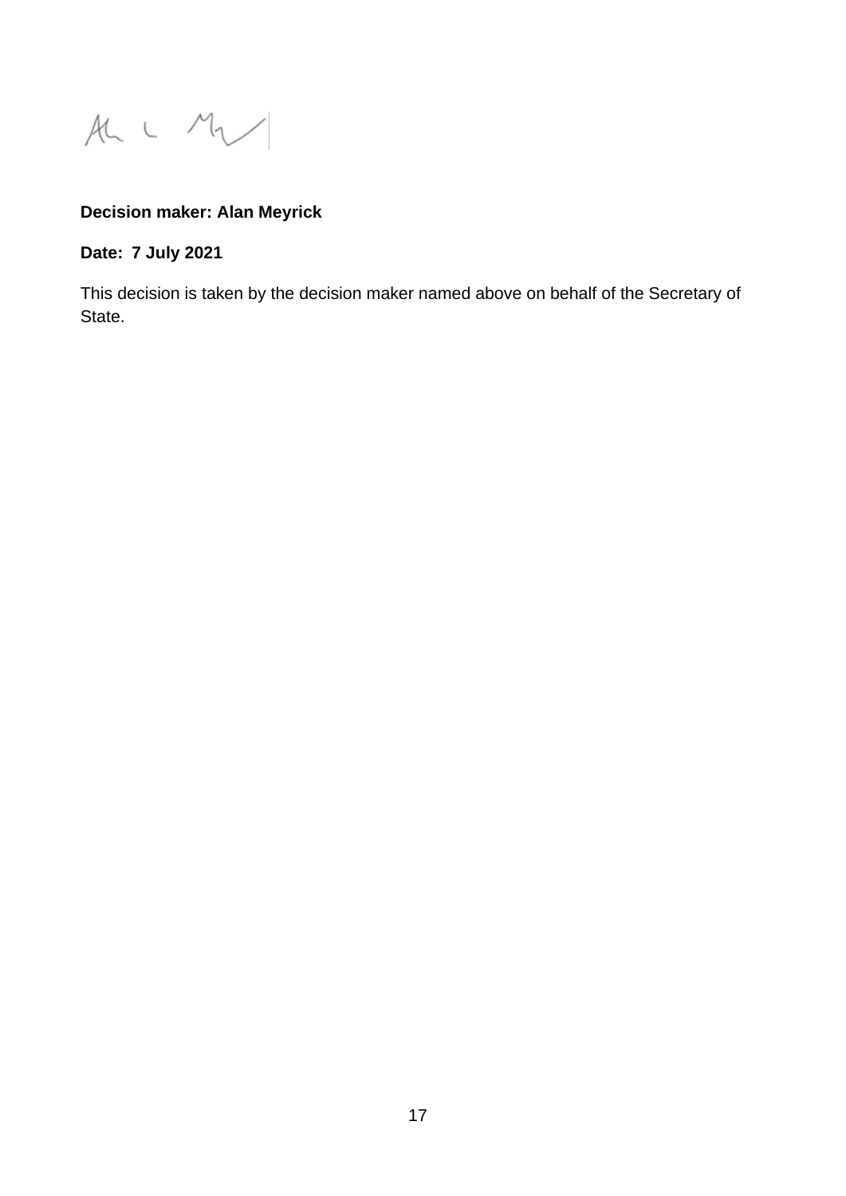**Decision maker: Alan Meyrick**

**Date: 7 July 2021**

This decision is taken by the decision maker named above on behalf of the Secretary of State.